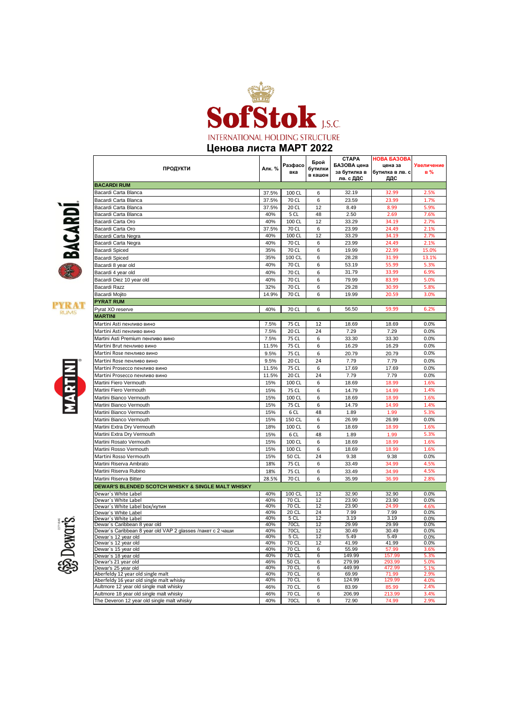# SofStok J.S.C.

INTERNATIONAL HOLDING STRUCTURE

## Ценова листа МАРТ 2022

| ПРОДУКТИ | Алк. % | Разфасовка | Брой бутилки в кашон | СТАРА БАЗОВА цена за бутилка в лв. с ДДС | НОВА БАЗОВА цена за бутилка в лв. с ДДС | Увеличение в % |
|---|---|---|---|---|---|---|
| **BACARDI RUM** | | | | | | |
| Bacardi Carta Blanca | 37.5% | 100 CL | 6 | 32.19 | 32.99 | 2.5% |
| Bacardi Carta Blanca | 37.5% | 70 CL | 6 | 23.59 | 23.99 | 1.7% |
| Bacardi Carta Blanca | 37.5% | 20 CL | 12 | 8.49 | 8.99 | 5.9% |
| Bacardi Carta Blanca | 40% | 5 CL | 48 | 2.50 | 2.69 | 7.6% |
| Bacardi Carta Oro | 40% | 100 CL | 12 | 33.29 | 34.19 | 2.7% |
| Bacardi Carta Oro | 37.5% | 70 CL | 6 | 23.99 | 24.49 | 2.1% |
| Bacardi Carta Negra | 40% | 100 CL | 12 | 33.29 | 34.19 | 2.7% |
| Bacardi Carta Negra | 40% | 70 CL | 6 | 23.99 | 24.49 | 2.1% |
| Bacardi Spiced | 35% | 70 CL | 6 | 19.99 | 22.99 | 15.0% |
| Bacardi Spiced | 35% | 100 CL | 6 | 28.28 | 31.99 | 13.1% |
| Bacardi 8 year old | 40% | 70 CL | 6 | 53.19 | 55.99 | 5.3% |
| Bacardi 4 year old | 40% | 70 CL | 6 | 31.79 | 33.99 | 6.9% |
| Bacardi Diez 10 year old | 40% | 70 CL | 6 | 79.99 | 83.99 | 5.0% |
| Bacardi Razz | 32% | 70 CL | 6 | 29.28 | 30.99 | 5.8% |
| Bacardi Mojito | 14.9% | 70 CL | 6 | 19.99 | 20.59 | 3.0% |
| **PYRAT RUM** | | | | | | |
| Pyrat XO reserve | 40% | 70 CL | 6 | 56.50 | 59.99 | 6.2% |
| **MARTINI** | | | | | | |
| Martini Asti пенливо вино | 7.5% | 75 CL | 12 | 18.69 | 18.69 | 0.0% |
| Martini Asti пенливо вино | 7.5% | 20 CL | 24 | 7.29 | 7.29 | 0.0% |
| Martini Asti Premium пенливо вино | 7.5% | 75 CL | 6 | 33.30 | 33.30 | 0.0% |
| Martini Brut пенливо вино | 11.5% | 75 CL | 6 | 16.29 | 16.29 | 0.0% |
| Martini Rose пенливо вино | 9.5% | 75 CL | 6 | 20.79 | 20.79 | 0.0% |
| Martini Rose пенливо вино | 9.5% | 20 CL | 24 | 7.79 | 7.79 | 0.0% |
| Martini Prosecco пенливо вино | 11.5% | 75 CL | 6 | 17.69 | 17.69 | 0.0% |
| Martini Prosecco пенливо вино | 11.5% | 20 CL | 24 | 7.79 | 7.79 | 0.0% |
| Martini Fiero Vermouth | 15% | 100 CL | 6 | 18.69 | 18.99 | 1.6% |
| Martini Fiero Vermouth | 15% | 75 CL | 6 | 14.79 | 14.99 | 1.4% |
| Martini Bianco Vermouth | 15% | 100 CL | 6 | 18.69 | 18.99 | 1.6% |
| Martini Bianco Vermouth | 15% | 75 CL | 6 | 14.79 | 14.99 | 1.4% |
| Martini Bianco Vermouth | 15% | 6 CL | 48 | 1.89 | 1.99 | 5.3% |
| Martini Bianco Vermouth | 15% | 150 CL | 6 | 26.99 | 26.99 | 0.0% |
| Martini Extra Dry Vermouth | 18% | 100 CL | 6 | 18.69 | 18.99 | 1.6% |
| Martini Extra Dry Vermouth | 15% | 6 CL | 48 | 1.89 | 1.99 | 5.3% |
| Martini Rosato Vermouth | 15% | 100 CL | 6 | 18.69 | 18.99 | 1.6% |
| Martini Rosso Vermouth | 15% | 100 CL | 6 | 18.69 | 18.99 | 1.6% |
| Martini Rosso Vermouth | 15% | 50 CL | 24 | 9.38 | 9.38 | 0.0% |
| Martini Riserva Ambrato | 18% | 75 CL | 6 | 33.49 | 34.99 | 4.5% |
| Martini Riserva Rubino | 18% | 75 CL | 6 | 33.49 | 34.99 | 4.5% |
| Martini Riserva Bitter | 28.5% | 70 CL | 6 | 35.99 | 36.99 | 2.8% |
| **DEWAR'S BLENDED SCOTCH WHISKY & SINGLE MALT WHISKY** | | | | | | |
| Dewar`s White Label | 40% | 100 CL | 12 | 32.90 | 32.90 | 0.0% |
| Dewar`s White Label | 40% | 70 CL | 12 | 23.90 | 23.90 | 0.0% |
| Dewar`s White Label box/кутия | 40% | 70 CL | 12 | 23.90 | 24.99 | 4.6% |
| Dewar`s White Label | 40% | 20 CL | 24 | 7.99 | 7.99 | 0.0% |
| Dewar`s White Label | 40% | 5 CL | 12 | 3.19 | 3.19 | 0.0% |
| Dewar`s Caribbean 8 year old | 40% | 70CL | 12 | 29.99 | 29.99 | 0.0% |
| Dewar`s Caribbean 8 year old VAP 2 glasses /пакет с 2 чаши | 40% | 70CL | 12 | 30.49 | 30.49 | 0.0% |
| Dewar`s 12 year old | 40% | 5 CL | 12 | 5.49 | 5.49 | 0.0% |
| Dewar`s 12 year old | 40% | 70 CL | 12 | 41.99 | 41.99 | 0.0% |
| Dewar`s 15 year old | 40% | 70 CL | 6 | 55.99 | 57.99 | 3.6% |
| Dewar`s 18 year old | 40% | 70 CL | 6 | 149.99 | 157.99 | 5.3% |
| Dewar's 21 year old | 46% | 50 CL | 6 | 279.99 | 293.99 | 5.0% |
| Dewar's 25 year old | 40% | 70 CL | 6 | 449.99 | 472.99 | 5.1% |
| Aberfeldy 12 year old single malt | 40% | 70 CL | 6 | 69.99 | 71.99 | 2.9% |
| Aberfeldy 16 year old single malt whisky | 40% | 70 CL | 6 | 124.99 | 129.99 | 4.0% |
| Aultmore 12 year old single malt whisky | 46% | 70 CL | 6 | 83.99 | 85.99 | 2.4% |
| Aultmore 18 year old single malt whisky | 46% | 70 CL | 6 | 206.99 | 213.99 | 3.4% |
| The Deveron 12 year old single malt whisky | 40% | 70CL | 6 | 72.90 | 74.99 | 2.9% |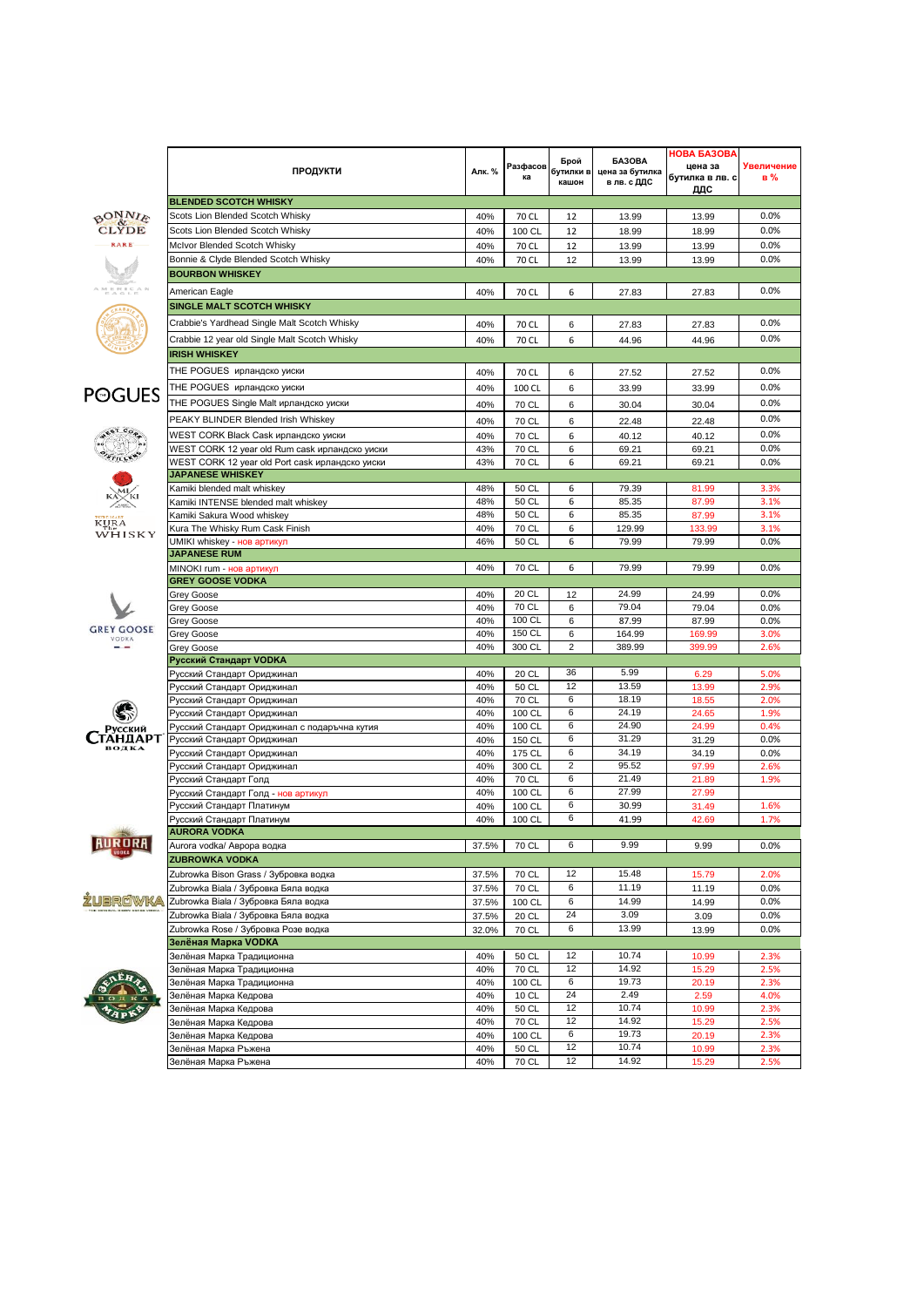| ПРОДУКТИ | Алк. % | Разфасовка | Брой бутилки в кашон | БАЗОВА цена за бутилка в лв. с ДДС | НОВА БАЗОВА цена за бутилка в лв. с ДДС | Увеличение в % |
|---|---|---|---|---|---|---|
| **BLENDED SCOTCH WHISKY** | | | | | | |
| Scots Lion Blended Scotch Whisky | 40% | 70 CL | 12 | 13.99 | 13.99 | 0.0% |
| Scots Lion Blended Scotch Whisky | 40% | 100 CL | 12 | 18.99 | 18.99 | 0.0% |
| McIvor Blended Scotch Whisky | 40% | 70 CL | 12 | 13.99 | 13.99 | 0.0% |
| Bonnie & Clyde Blended Scotch Whisky | 40% | 70 CL | 12 | 13.99 | 13.99 | 0.0% |
| **BOURBON WHISKEY** | | | | | | |
| American Eagle | 40% | 70 CL | 6 | 27.83 | 27.83 | 0.0% |
| **SINGLE MALT SCOTCH WHISKY** | | | | | | |
| Crabbie's Yardhead Single Malt Scotch Whisky | 40% | 70 CL | 6 | 27.83 | 27.83 | 0.0% |
| Crabbie 12 year old Single Malt Scotch Whisky | 40% | 70 CL | 6 | 44.96 | 44.96 | 0.0% |
| **IRISH WHISKEY** | | | | | | |
| THE POGUES ирландско уиски | 40% | 70 CL | 6 | 27.52 | 27.52 | 0.0% |
| THE POGUES ирландско уиски | 40% | 100 CL | 6 | 33.99 | 33.99 | 0.0% |
| THE POGUES Single Malt ирландско уиски | 40% | 70 CL | 6 | 30.04 | 30.04 | 0.0% |
| PEAKY BLINDER Blended Irish Whiskey | 40% | 70 CL | 6 | 22.48 | 22.48 | 0.0% |
| WEST CORK Black Cask ирландско уиски | 40% | 70 CL | 6 | 40.12 | 40.12 | 0.0% |
| WEST CORK 12 year old Rum cask ирландско уиски | 43% | 70 CL | 6 | 69.21 | 69.21 | 0.0% |
| WEST CORK 12 year old Port cask ирландско уиски | 43% | 70 CL | 6 | 69.21 | 69.21 | 0.0% |
| **JAPANESE WHISKEY** | | | | | | |
| Kamiki blended malt whiskey | 48% | 50 CL | 6 | 79.39 | 81.99 | 3.3% |
| Kamiki INTENSE blended malt whiskey | 48% | 50 CL | 6 | 85.35 | 87.99 | 3.1% |
| Kamiki Sakura Wood whiskey | 48% | 50 CL | 6 | 85.35 | 87.99 | 3.1% |
| Kura The Whisky Rum Cask Finish | 40% | 70 CL | 6 | 129.99 | 133.99 | 3.1% |
| UMIKI whiskey - нов артикул | 46% | 50 CL | 6 | 79.99 | 79.99 | 0.0% |
| **JAPANESE RUM** | | | | | | |
| MINOKI rum - нов артикул | 40% | 70 CL | 6 | 79.99 | 79.99 | 0.0% |
| **GREY GOOSE VODKA** | | | | | | |
| Grey Goose | 40% | 20 CL | 12 | 24.99 | 24.99 | 0.0% |
| Grey Goose | 40% | 70 CL | 6 | 79.04 | 79.04 | 0.0% |
| Grey Goose | 40% | 100 CL | 6 | 87.99 | 87.99 | 0.0% |
| Grey Goose | 40% | 150 CL | 6 | 164.99 | 169.99 | 3.0% |
| Grey Goose | 40% | 300 CL | 2 | 389.99 | 399.99 | 2.6% |
| **Русский Стандарт VODKA** | | | | | | |
| Русский Стандарт Ориджинал | 40% | 20 CL | 36 | 5.99 | 6.29 | 5.0% |
| Русский Стандарт Ориджинал | 40% | 50 CL | 12 | 13.59 | 13.99 | 2.9% |
| Русский Стандарт Ориджинал | 40% | 70 CL | 6 | 18.19 | 18.55 | 2.0% |
| Русский Стандарт Ориджинал | 40% | 100 CL | 6 | 24.19 | 24.65 | 1.9% |
| Русский Стандарт Ориджинал с подаръчна кутия | 40% | 100 CL | 6 | 24.90 | 24.99 | 0.4% |
| Русский Стандарт Ориджинал | 40% | 150 CL | 6 | 31.29 | 31.29 | 0.0% |
| Русский Стандарт Ориджинал | 40% | 175 CL | 6 | 34.19 | 34.19 | 0.0% |
| Русский Стандарт Ориджинал | 40% | 300 CL | 2 | 95.52 | 97.99 | 2.6% |
| Русский Стандарт Голд | 40% | 70 CL | 6 | 21.49 | 21.89 | 1.9% |
| Русский Стандарт Голд - нов артикул | 40% | 100 CL | 6 | 27.99 | 27.99 | |
| Русский Стандарт Платинум | 40% | 100 CL | 6 | 30.99 | 31.49 | 1.6% |
| Русский Стандарт Платинум | 40% | 100 CL | 6 | 41.99 | 42.69 | 1.7% |
| **AURORA VODKA** | | | | | | |
| Aurora vodka/ Аврора водка | 37.5% | 70 CL | 6 | 9.99 | 9.99 | 0.0% |
| **ZUBROWKA VODKA** | | | | | | |
| Zubrowka Bison Grass / Зубровка водка | 37.5% | 70 CL | 12 | 15.48 | 15.79 | 2.0% |
| Zubrowka Biala / Зубровка Бяла водка | 37.5% | 70 CL | 6 | 11.19 | 11.19 | 0.0% |
| Zubrowka Biala / Зубровка Бяла водка | 37.5% | 100 CL | 6 | 14.99 | 14.99 | 0.0% |
| Zubrowka Biala / Зубровка Бяла водка | 37.5% | 20 CL | 24 | 3.09 | 3.09 | 0.0% |
| Zubrowka Rose / Зубровка Розе водка | 32.0% | 70 CL | 6 | 13.99 | 13.99 | 0.0% |
| **Зелёная Марка VODKA** | | | | | | |
| Зелёная Марка Традиционна | 40% | 50 CL | 12 | 10.74 | 10.99 | 2.3% |
| Зелёная Марка Традиционна | 40% | 70 CL | 12 | 14.92 | 15.29 | 2.5% |
| Зелёная Марка Традиционна | 40% | 100 CL | 6 | 19.73 | 20.19 | 2.3% |
| Зелёная Марка Кедрова | 40% | 10 CL | 24 | 2.49 | 2.59 | 4.0% |
| Зелёная Марка Кедрова | 40% | 50 CL | 12 | 10.74 | 10.99 | 2.3% |
| Зелёная Марка Кедрова | 40% | 70 CL | 12 | 14.92 | 15.29 | 2.5% |
| Зелёная Марка Кедрова | 40% | 100 CL | 6 | 19.73 | 20.19 | 2.3% |
| Зелёная Марка Ръжена | 40% | 50 CL | 12 | 10.74 | 10.99 | 2.3% |
| Зелёная Марка Ръжена | 40% | 70 CL | 12 | 14.92 | 15.29 | 2.5% |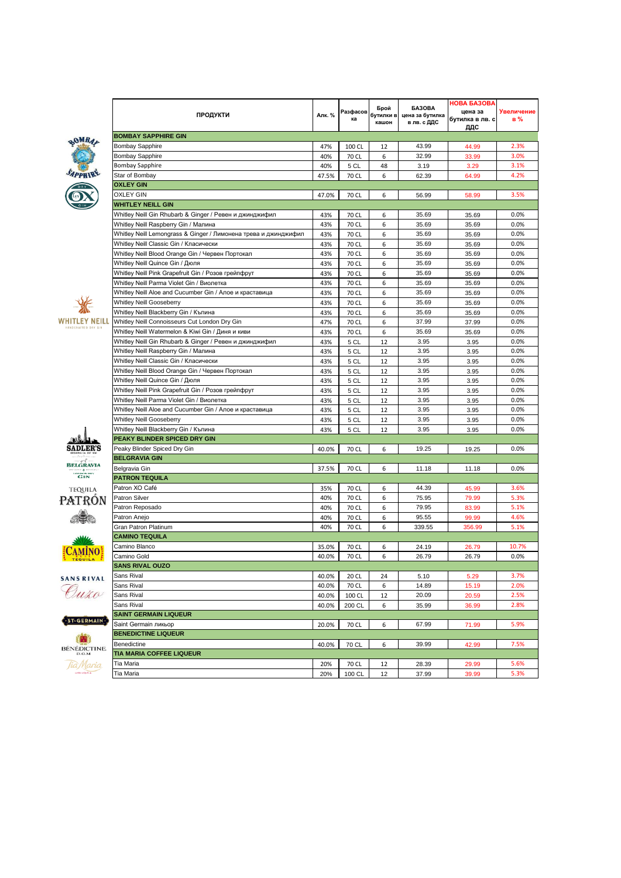| ПРОДУКТИ | Алк. % | Разфасовка | Брой бутилки в кашон | БАЗОВА цена за бутилка в лв. с ДДС | НОВА БАЗОВА цена за бутилка в лв. с ДДС | Увеличение в % |
|---|---|---|---|---|---|---|
| **BOMBAY SAPPHIRE GIN** | | | | | | |
| Bombay Sapphire | 47% | 100 CL | 12 | 43.99 | 44.99 | 2.3% |
| Bombay Sapphire | 40% | 70 CL | 6 | 32.99 | 33.99 | 3.0% |
| Bombay Sapphire | 40% | 5 CL | 48 | 3.19 | 3.29 | 3.1% |
| Star of Bombay | 47.5% | 70 CL | 6 | 62.39 | 64.99 | 4.2% |
| **OXLEY GIN** | | | | | | |
| OXLEY GIN | 47.0% | 70 CL | 6 | 56.99 | 58.99 | 3.5% |
| **WHITLEY NEILL GIN** | | | | | | |
| Whitley Neill Gin Rhubarb & Ginger / Ревен и джинджифил | 43% | 70 CL | 6 | 35.69 | 35.69 | 0.0% |
| Whitley Neill Raspberry Gin / Малина | 43% | 70 CL | 6 | 35.69 | 35.69 | 0.0% |
| Whitley Neill Lemongrass & Ginger / Лимонена трева и джинджифил | 43% | 70 CL | 6 | 35.69 | 35.69 | 0.0% |
| Whitley Neill Classic Gin / Класически | 43% | 70 CL | 6 | 35.69 | 35.69 | 0.0% |
| Whitley Neill Blood Orange Gin / Червен Портокал | 43% | 70 CL | 6 | 35.69 | 35.69 | 0.0% |
| Whitley Neill Quince Gin / Дюля | 43% | 70 CL | 6 | 35.69 | 35.69 | 0.0% |
| Whitley Neill Pink Grapefruit Gin / Розов грейпфрут | 43% | 70 CL | 6 | 35.69 | 35.69 | 0.0% |
| Whitley Neill Parma Violet Gin / Виолетка | 43% | 70 CL | 6 | 35.69 | 35.69 | 0.0% |
| Whitley Neill Aloe and Cucumber Gin / Алое и краставица | 43% | 70 CL | 6 | 35.69 | 35.69 | 0.0% |
| Whitley Neill Gooseberry | 43% | 70 CL | 6 | 35.69 | 35.69 | 0.0% |
| Whitley Neill Blackberry Gin / Къпина | 43% | 70 CL | 6 | 35.69 | 35.69 | 0.0% |
| Whitley Neill Connoisseurs Cut London Dry Gin | 47% | 70 CL | 6 | 37.99 | 37.99 | 0.0% |
| Whitley Neill Watermelon & Kiwi Gin / Диня и киви | 43% | 70 CL | 6 | 35.69 | 35.69 | 0.0% |
| Whitley Neill Gin Rhubarb & Ginger / Ревен и джинджифил | 43% | 5 CL | 12 | 3.95 | 3.95 | 0.0% |
| Whitley Neill Raspberry Gin / Малина | 43% | 5 CL | 12 | 3.95 | 3.95 | 0.0% |
| Whitley Neill Classic Gin / Класически | 43% | 5 CL | 12 | 3.95 | 3.95 | 0.0% |
| Whitley Neill Blood Orange Gin / Червен Портокал | 43% | 5 CL | 12 | 3.95 | 3.95 | 0.0% |
| Whitley Neill Quince Gin / Дюля | 43% | 5 CL | 12 | 3.95 | 3.95 | 0.0% |
| Whitley Neill Pink Grapefruit Gin / Розов грейпфрут | 43% | 5 CL | 12 | 3.95 | 3.95 | 0.0% |
| Whitley Neill Parma Violet Gin / Виолетка | 43% | 5 CL | 12 | 3.95 | 3.95 | 0.0% |
| Whitley Neill Aloe and Cucumber Gin / Алое и краставица | 43% | 5 CL | 12 | 3.95 | 3.95 | 0.0% |
| Whitley Neill Gooseberry | 43% | 5 CL | 12 | 3.95 | 3.95 | 0.0% |
| Whitley Neill Blackberry Gin / Къпина | 43% | 5 CL | 12 | 3.95 | 3.95 | 0.0% |
| **PEAKY BLINDER SPICED DRY GIN** | | | | | | |
| Peaky Blinder Spiced Dry Gin | 40.0% | 70 CL | 6 | 19.25 | 19.25 | 0.0% |
| **BELGRAVIA GIN** | | | | | | |
| Belgravia Gin | 37.5% | 70 CL | 6 | 11.18 | 11.18 | 0.0% |
| **PATRON TEQUILA** | | | | | | |
| Patron XO Café | 35% | 70 CL | 6 | 44.39 | 45.99 | 3.6% |
| Patron Silver | 40% | 70 CL | 6 | 75.95 | 79.99 | 5.3% |
| Patron Reposado | 40% | 70 CL | 6 | 79.95 | 83.99 | 5.1% |
| Patron Anejo | 40% | 70 CL | 6 | 95.55 | 99.99 | 4.6% |
| Gran Patron Platinum | 40% | 70 CL | 6 | 339.55 | 356.99 | 5.1% |
| **CAMINO TEQUILA** | | | | | | |
| Camino Blanco | 35.0% | 70 CL | 6 | 24.19 | 26.79 | 10.7% |
| Camino Gold | 40.0% | 70 CL | 6 | 26.79 | 26.79 | 0.0% |
| **SANS RIVAL OUZO** | | | | | | |
| Sans Rival | 40.0% | 20 CL | 24 | 5.10 | 5.29 | 3.7% |
| Sans Rival | 40.0% | 70 CL | 6 | 14.89 | 15.19 | 2.0% |
| Sans Rival | 40.0% | 100 CL | 12 | 20.09 | 20.59 | 2.5% |
| Sans Rival | 40.0% | 200 CL | 6 | 35.99 | 36.99 | 2.8% |
| **SAINT GERMAIN LIQUEUR** | | | | | | |
| Saint Germain ликьор | 20.0% | 70 CL | 6 | 67.99 | 71.99 | 5.9% |
| **BENEDICTINE LIQUEUR** | | | | | | |
| Benedictine | 40.0% | 70 CL | 6 | 39.99 | 42.99 | 7.5% |
| **TIA MARIA COFFEE LIQUEUR** | | | | | | |
| Tia Maria | 20% | 70 CL | 12 | 28.39 | 29.99 | 5.6% |
| Tia Maria | 20% | 100 CL | 12 | 37.99 | 39.99 | 5.3% |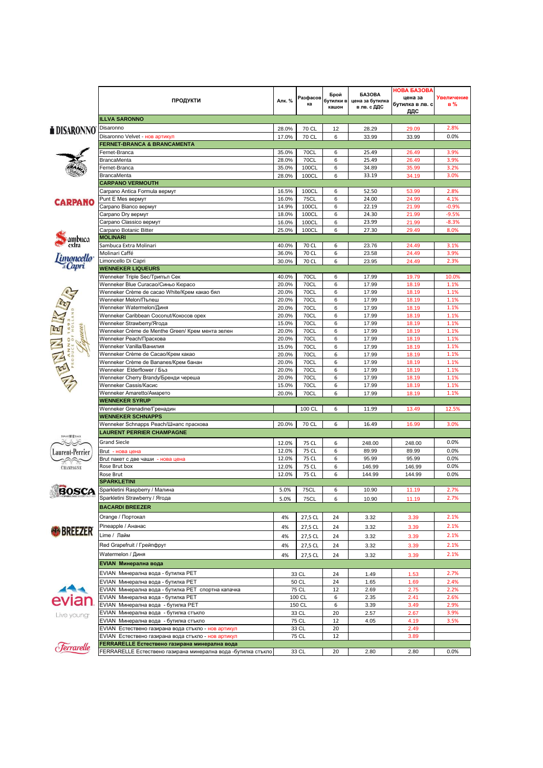| ПРОДУКТИ | Алк. % | Разфасовка | Брой бутилки в кашон | БАЗОВА цена за бутилка в лв. с ДДС | НОВА БАЗОВА цена за бутилка в лв. с ДДС | Увеличение в % |
|---|---|---|---|---|---|---|
| **ILLVA SARONNO** | | | | | | |
| Disaronno | 28.0% | 70 CL | 12 | 28.29 | 29.09 | 2.8% |
| Disaronno Velvet - нов артикул | 17.0% | 70 CL | 6 | 33.99 | 33.99 | 0.0% |
| **FERNET-BRANCA & BRANCAMENTA** | | | | | | |
| Fernet-Branca | 35.0% | 70CL | 6 | 25.49 | 26.49 | 3.9% |
| BrancaMenta | 28.0% | 70CL | 6 | 25.49 | 26.49 | 3.9% |
| Fernet-Branca | 35.0% | 100CL | 6 | 34.89 | 35.99 | 3.2% |
| BrancaMenta | 28.0% | 100CL | 6 | 33.19 | 34.19 | 3.0% |
| **CARPANO VERMOUTH** | | | | | | |
| Carpano Antica Formula вермут | 16.5% | 100CL | 6 | 52.50 | 53.99 | 2.8% |
| Punt E Mes вермут | 16.0% | 75CL | 6 | 24.00 | 24.99 | 4.1% |
| Carpano Bianco вермут | 14.9% | 100CL | 6 | 22.19 | 21.99 | -0.9% |
| Carpano Dry вермут | 18.0% | 100CL | 6 | 24.30 | 21.99 | -9.5% |
| Carpano Classico вермут | 16.0% | 100CL | 6 | 23.99 | 21.99 | -8.3% |
| Carpano Botanic Bitter | 25.0% | 100CL | 6 | 27.30 | 29.49 | 8.0% |
| **MOLINARI** | | | | | | |
| Sambuca Extra Molinari | 40.0% | 70 CL | 6 | 23.76 | 24.49 | 3.1% |
| Molinari Caffé | 36.0% | 70 CL | 6 | 23.58 | 24.49 | 3.9% |
| Limoncello Di Capri | 30.0% | 70 CL | 6 | 23.95 | 24.49 | 2.3% |
| **WENNEKER LIQUEURS** | | | | | | |
| Wenneker Triple Sec/Трипъл Сек | 40.0% | 70CL | 6 | 17.99 | 19.79 | 10.0% |
| Wenneker Blue Curacao/Синьо Кюрасо | 20.0% | 70CL | 6 | 17.99 | 18.19 | 1.1% |
| Wenneker Crème de cacao White/Крем какао бял | 20.0% | 70CL | 6 | 17.99 | 18.19 | 1.1% |
| Wenneker Melon/Пъпеш | 20.0% | 70CL | 6 | 17.99 | 18.19 | 1.1% |
| Wenneker Watermelon/Диня | 20.0% | 70CL | 6 | 17.99 | 18.19 | 1.1% |
| Wenneker Caribbean Coconut/Кокосов орех | 20.0% | 70CL | 6 | 17.99 | 18.19 | 1.1% |
| Wenneker Strawberry/Ягода | 15.0% | 70CL | 6 | 17.99 | 18.19 | 1.1% |
| Wenneker Crème de Menthe Green/ Крем мента зелен | 20.0% | 70CL | 6 | 17.99 | 18.19 | 1.1% |
| Wenneker Peach/Праскова | 20.0% | 70CL | 6 | 17.99 | 18.19 | 1.1% |
| Wenneker Vanilla/Ванилия | 15.0% | 70CL | 6 | 17.99 | 18.19 | 1.1% |
| Wenneker Crème de Cacao/Крем какао | 20.0% | 70CL | 6 | 17.99 | 18.19 | 1.1% |
| Wenneker Crème de Bananes/Крем банан | 20.0% | 70CL | 6 | 17.99 | 18.19 | 1.1% |
| Wenneker Elderflower / Бъз | 20.0% | 70CL | 6 | 17.99 | 18.19 | 1.1% |
| Wenneker Cherry Brandy/Бренди череша | 20.0% | 70CL | 6 | 17.99 | 18.19 | 1.1% |
| Wenneker Cassis/Касис | 15.0% | 70CL | 6 | 17.99 | 18.19 | 1.1% |
| Wenneker Amaretto/Амарето | 20.0% | 70CL | 6 | 17.99 | 18.19 | 1.1% |
| **WENNEKER SYRUP** | | | | | | |
| Wenneker Grenadine/Гренадин | | 100 CL | 6 | 11.99 | 13.49 | 12.5% |
| **WENNEKER SCHNAPPS** | | | | | | |
| Wenneker Schnapps Peach/Шнапс праскова | 20.0% | 70 CL | 6 | 16.49 | 16.99 | 3.0% |
| **LAURENT PERRIER CHAMPAGNE** | | | | | | |
| Grand Siecle | 12.0% | 75 CL | 6 | 248.00 | 248.00 | 0.0% |
| Brut - нова цена | 12.0% | 75 CL | 6 | 89.99 | 89.99 | 0.0% |
| Brut пакет с две чаши - нова цена | 12.0% | 75 CL | 6 | 95.99 | 95.99 | 0.0% |
| Rose Brut box | 12.0% | 75 CL | 6 | 146.99 | 146.99 | 0.0% |
| Rose Brut | 12.0% | 75 CL | 6 | 144.99 | 144.99 | 0.0% |
| **SPARKLETINI** | | | | | | |
| Sparkletini Raspberry / Малина | 5.0% | 75CL | 6 | 10.90 | 11.19 | 2.7% |
| Sparkletini Strawberry / Ягода | 5.0% | 75CL | 6 | 10.90 | 11.19 | 2.7% |
| **BACARDI BREEZER** | | | | | | |
| Orange / Портокал | 4% | 27,5 CL | 24 | 3.32 | 3.39 | 2.1% |
| Pineapple / Ананас | 4% | 27,5 CL | 24 | 3.32 | 3.39 | 2.1% |
| Lime / Лайм | 4% | 27,5 CL | 24 | 3.32 | 3.39 | 2.1% |
| Red Grapefruit / Грейпфрут | 4% | 27,5 CL | 24 | 3.32 | 3.39 | 2.1% |
| Watermelon / Диня | 4% | 27,5 CL | 24 | 3.32 | 3.39 | 2.1% |
| **EVIAN Минерална вода** | | | | | | |
| EVIAN Минерална вода - бутилка PET | | 33 CL | 24 | 1.49 | 1.53 | 2.7% |
| EVIAN Минерална вода - бутилка PET | | 50 CL | 24 | 1.65 | 1.69 | 2.4% |
| EVIAN Минерална вода - бутилка PET спортна капачка | | 75 CL | 12 | 2.69 | 2.75 | 2.2% |
| EVIAN Минерална вода - бутилка PET | | 100 CL | 6 | 2.35 | 2.41 | 2.6% |
| EVIAN Минерална вода - бутилка PET | | 150 CL | 6 | 3.39 | 3.49 | 2.9% |
| EVIAN Минерална вода - бутилка стъкло | | 33 CL | 20 | 2.57 | 2.67 | 3.9% |
| EVIAN Минерална вода - бутилка стъкло | | 75 CL | 12 | 4.05 | 4.19 | 3.5% |
| EVIAN Естествено газирана вода стъкло - нов артикул | | 33 CL | 20 | | 2.49 | |
| EVIAN Естествено газирана вода стъкло - нов артикул | | 75 CL | 12 | | 3.89 | |
| **FERRARELLE Естествено газирана минерална вода** | | | | | | |
| FERRARELLE Естествено газирана минерална вода -бутилка стъкло | | 33 CL | 20 | 2.80 | 2.80 | 0.0% |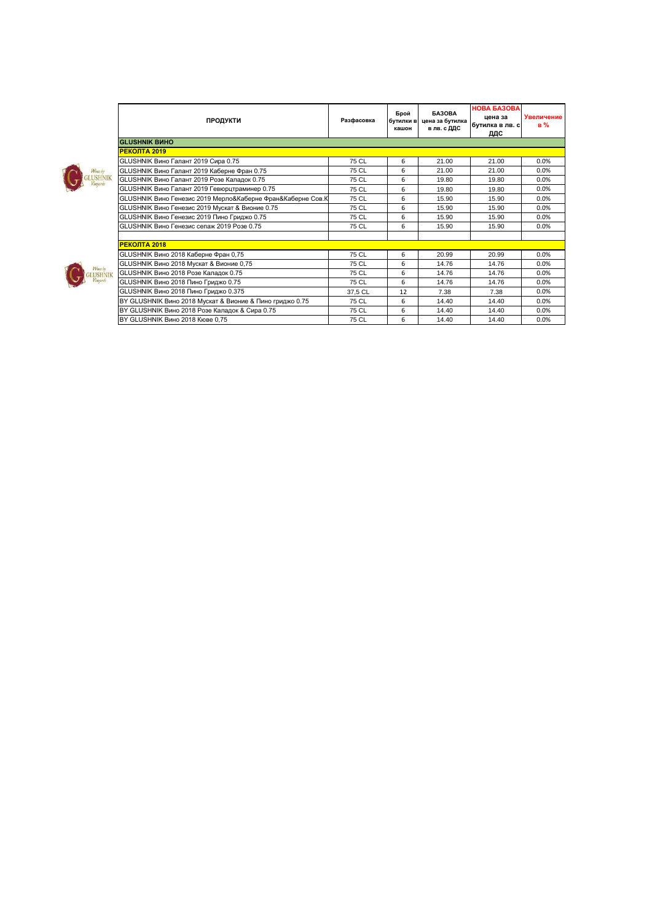| ПРОДУКТИ | Разфасовка | Брой бутилки в кашон | БАЗОВА цена за бутилка в лв. с ДДС | НОВА БАЗОВА цена за бутилка в лв. с ДДС | Увеличение в % |
|---|---|---|---|---|---|
| **GLUSHNIK ВИНО** | | | | | |
| **РЕКОЛТА 2019** | | | | | |
| GLUSHNIK Вино Галант 2019 Сира 0.75 | 75 CL | 6 | 21.00 | 21.00 | 0.0% |
| GLUSHNIK Вино Галант 2019 Каберне Фран 0.75 | 75 CL | 6 | 21.00 | 21.00 | 0.0% |
| GLUSHNIK Вино Галант 2019 Розе Каладок 0.75 | 75 CL | 6 | 19.80 | 19.80 | 0.0% |
| GLUSHNIK Вино Галант 2019 Гевюрцтраминер 0.75 | 75 CL | 6 | 19.80 | 19.80 | 0.0% |
| GLUSHNIK Вино Генезис 2019 Мерло&Каберне Фран&Каберне Сов.К | 75 CL | 6 | 15.90 | 15.90 | 0.0% |
| GLUSHNIK Вино Генезис 2019 Мускат & Вионие 0.75 | 75 CL | 6 | 15.90 | 15.90 | 0.0% |
| GLUSHNIK Вино Генезис 2019 Пино Гриджо 0.75 | 75 CL | 6 | 15.90 | 15.90 | 0.0% |
| GLUSHNIK Вино Генезис сепаж 2019 Розе 0.75 | 75 CL | 6 | 15.90 | 15.90 | 0.0% |
| | | | | | |
| **РЕКОЛТА 2018** | | | | | |
| GLUSHNIK Вино 2018 Каберне Фран 0,75 | 75 CL | 6 | 20.99 | 20.99 | 0.0% |
| GLUSHNIK Вино 2018 Мускат & Вионие 0,75 | 75 CL | 6 | 14.76 | 14.76 | 0.0% |
| GLUSHNIK Вино 2018 Розе Каладок 0.75 | 75 CL | 6 | 14.76 | 14.76 | 0.0% |
| GLUSHNIK Вино 2018 Пино Гриджо 0.75 | 75 CL | 6 | 14.76 | 14.76 | 0.0% |
| GLUSHNIK Вино 2018 Пино Гриджо 0.375 | 37,5 CL | 12 | 7.38 | 7.38 | 0.0% |
| BY GLUSHNIK Вино 2018 Мускат & Вионие & Пино гриджо 0.75 | 75 CL | 6 | 14.40 | 14.40 | 0.0% |
| BY GLUSHNIK Вино 2018 Розе Каладок & Сира 0.75 | 75 CL | 6 | 14.40 | 14.40 | 0.0% |
| BY GLUSHNIK Вино 2018 Кюве 0,75 | 75 CL | 6 | 14.40 | 14.40 | 0.0% |